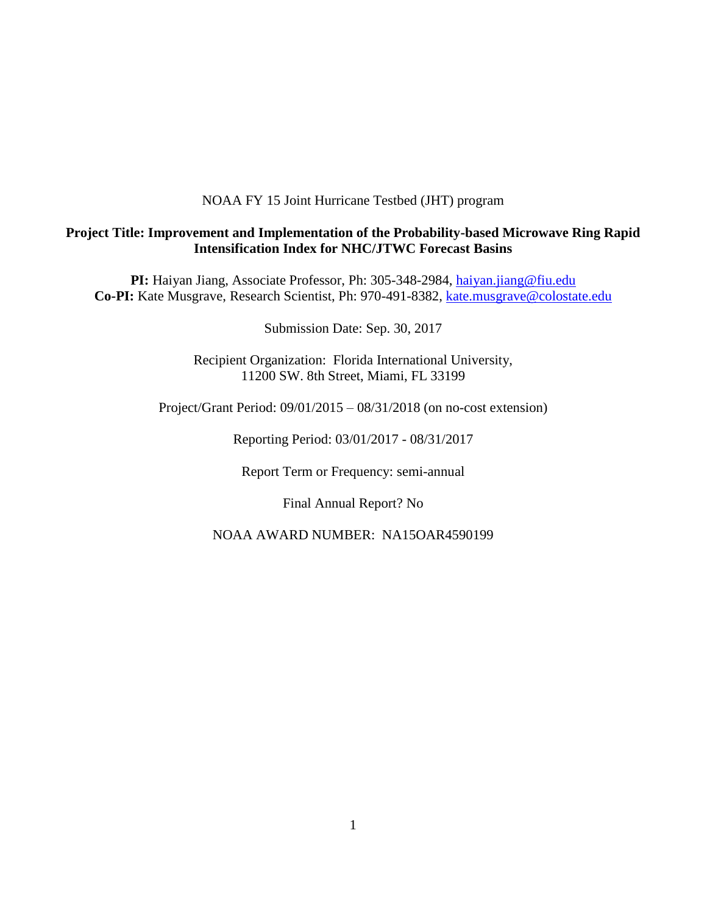NOAA FY 15 Joint Hurricane Testbed (JHT) program

**Project Title: Improvement and Implementation of the Probability-based Microwave Ring Rapid Intensification Index for NHC/JTWC Forecast Basins**

**PI:** Haiyan Jiang, Associate Professor, Ph: 305-348-2984, haiyan.jiang@fiu.edu
**Co-PI:** Kate Musgrave, Research Scientist, Ph: 970-491-8382, kate.musgrave@colostate.edu

Submission Date: Sep. 30, 2017

Recipient Organization: Florida International University,
11200 SW. 8th Street, Miami, FL 33199

Project/Grant Period: 09/01/2015 – 08/31/2018 (on no-cost extension)

Reporting Period: 03/01/2017 - 08/31/2017

Report Term or Frequency: semi-annual

Final Annual Report? No

NOAA AWARD NUMBER: NA15OAR4590199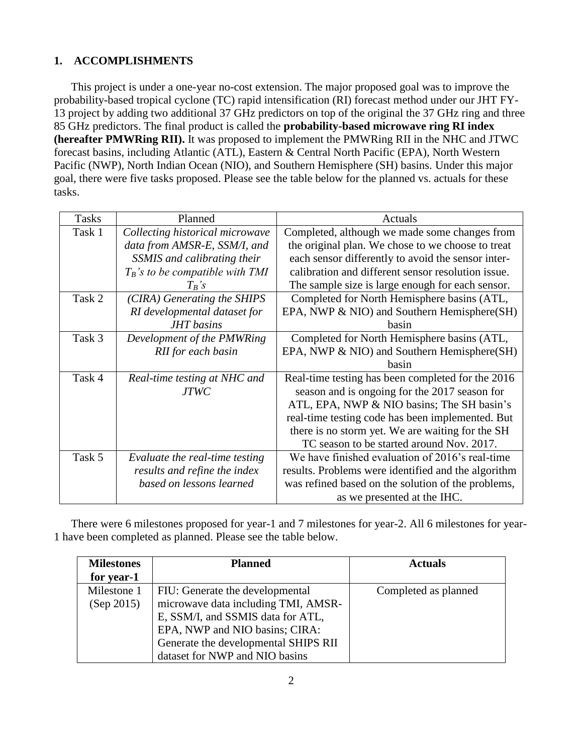## 1. ACCOMPLISHMENTS

This project is under a one-year no-cost extension. The major proposed goal was to improve the probability-based tropical cyclone (TC) rapid intensification (RI) forecast method under our JHT FY-13 project by adding two additional 37 GHz predictors on top of the original the 37 GHz ring and three 85 GHz predictors. The final product is called the **probability-based microwave ring RI index (hereafter PMWRing RII).** It was proposed to implement the PMWRing RII in the NHC and JTWC forecast basins, including Atlantic (ATL), Eastern & Central North Pacific (EPA), North Western Pacific (NWP), North Indian Ocean (NIO), and Southern Hemisphere (SH) basins. Under this major goal, there were five tasks proposed. Please see the table below for the planned vs. actuals for these tasks.

| Tasks | Planned | Actuals |
|---|---|---|
| Task 1 | *Collecting historical microwave data from AMSR-E, SSM/I, and SSMIS and calibrating their $T_B$'s to be compatible with TMI $T_B$'s* | Completed, although we made some changes from the original plan. We chose to we choose to treat each sensor differently to avoid the sensor inter-calibration and different sensor resolution issue. The sample size is large enough for each sensor. |
| Task 2 | *(CIRA) Generating the SHIPS RI developmental dataset for JHT basins* | Completed for North Hemisphere basins (ATL, EPA, NWP & NIO) and Southern Hemisphere(SH) basin |
| Task 3 | *Development of the PMWRing RII for each basin* | Completed for North Hemisphere basins (ATL, EPA, NWP & NIO) and Southern Hemisphere(SH) basin |
| Task 4 | *Real-time testing at NHC and JTWC* | Real-time testing has been completed for the 2016 season and is ongoing for the 2017 season for ATL, EPA, NWP & NIO basins; The SH basin's real-time testing code has been implemented. But there is no storm yet. We are waiting for the SH TC season to be started around Nov. 2017. |
| Task 5 | *Evaluate the real-time testing results and refine the index based on lessons learned* | We have finished evaluation of 2016's real-time results. Problems were identified and the algorithm was refined based on the solution of the problems, as we presented at the IHC. |

There were 6 milestones proposed for year-1 and 7 milestones for year-2. All 6 milestones for year-1 have been completed as planned. Please see the table below.

| **Milestones for year-1** | **Planned** | **Actuals** |
|---|---|---|
| Milestone 1 (Sep 2015) | FIU: Generate the developmental microwave data including TMI, AMSR-E, SSM/I, and SSMIS data for ATL, EPA, NWP and NIO basins; CIRA: Generate the developmental SHIPS RII dataset for NWP and NIO basins | Completed as planned |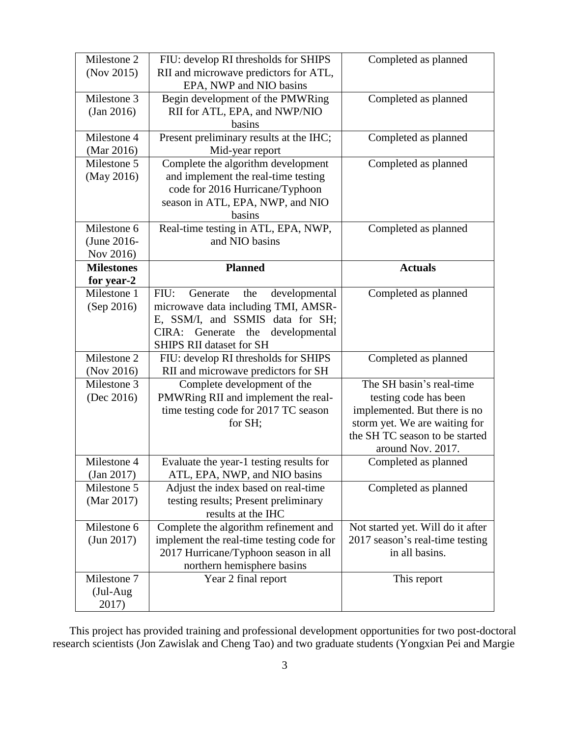| Milestone 2 (Nov 2015) | FIU: develop RI thresholds for SHIPS RII and microwave predictors for ATL, EPA, NWP and NIO basins | Completed as planned |
|---|---|---|
| Milestone 3 (Jan 2016) | Begin development of the PMWRing RII for ATL, EPA, and NWP/NIO basins | Completed as planned |
| Milestone 4 (Mar 2016) | Present preliminary results at the IHC; Mid-year report | Completed as planned |
| Milestone 5 (May 2016) | Complete the algorithm development and implement the real-time testing code for 2016 Hurricane/Typhoon season in ATL, EPA, NWP, and NIO basins | Completed as planned |
| Milestone 6 (June 2016-Nov 2016) | Real-time testing in ATL, EPA, NWP, and NIO basins | Completed as planned |
| **Milestones for year-2** | **Planned** | **Actuals** |
| Milestone 1 (Sep 2016) | FIU: Generate the developmental microwave data including TMI, AMSR-E, SSM/I, and SSMIS data for SH; CIRA: Generate the developmental SHIPS RII dataset for SH | Completed as planned |
| Milestone 2 (Nov 2016) | FIU: develop RI thresholds for SHIPS RII and microwave predictors for SH | Completed as planned |
| Milestone 3 (Dec 2016) | Complete development of the PMWRing RII and implement the real-time testing code for 2017 TC season for SH; | The SH basin's real-time testing code has been implemented. But there is no storm yet. We are waiting for the SH TC season to be started around Nov. 2017. |
| Milestone 4 (Jan 2017) | Evaluate the year-1 testing results for ATL, EPA, NWP, and NIO basins | Completed as planned |
| Milestone 5 (Mar 2017) | Adjust the index based on real-time testing results; Present preliminary results at the IHC | Completed as planned |
| Milestone 6 (Jun 2017) | Complete the algorithm refinement and implement the real-time testing code for 2017 Hurricane/Typhoon season in all northern hemisphere basins | Not started yet. Will do it after 2017 season's real-time testing in all basins. |
| Milestone 7 (Jul-Aug 2017) | Year 2 final report | This report |

This project has provided training and professional development opportunities for two post-doctoral research scientists (Jon Zawislak and Cheng Tao) and two graduate students (Yongxian Pei and Margie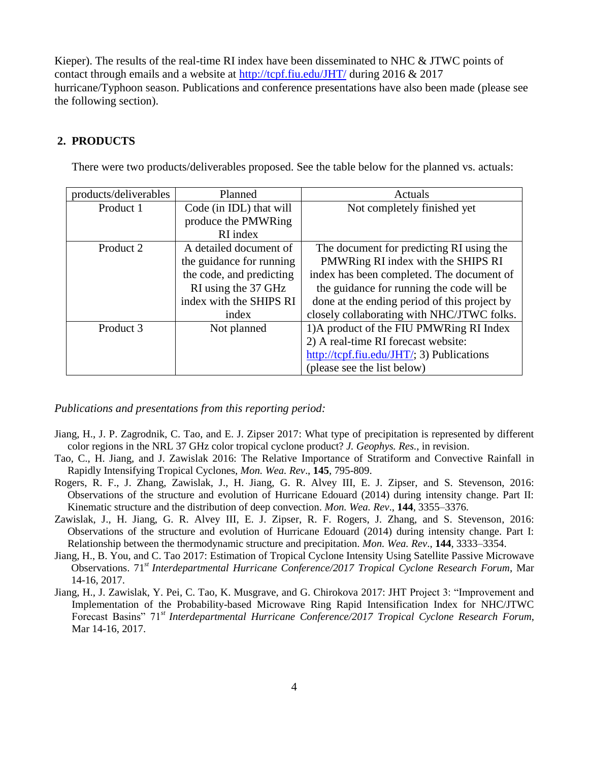Kieper). The results of the real-time RI index have been disseminated to NHC & JTWC points of contact through emails and a website at http://tcpf.fiu.edu/JHT/ during 2016 & 2017 hurricane/Typhoon season. Publications and conference presentations have also been made (please see the following section).

## 2. PRODUCTS

There were two products/deliverables proposed. See the table below for the planned vs. actuals:

| products/deliverables | Planned | Actuals |
|---|---|---|
| Product 1 | Code (in IDL) that will produce the PMWRing RI index | Not completely finished yet |
| Product 2 | A detailed document of the guidance for running the code, and predicting RI using the 37 GHz index with the SHIPS RI index | The document for predicting RI using the PMWRing RI index with the SHIPS RI index has been completed. The document of the guidance for running the code will be done at the ending period of this project by closely collaborating with NHC/JTWC folks. |
| Product 3 | Not planned | 1)A product of the FIU PMWRing RI Index 2) A real-time RI forecast website: http://tcpf.fiu.edu/JHT/; 3) Publications (please see the list below) |

*Publications and presentations from this reporting period:*

Jiang, H., J. P. Zagrodnik, C. Tao, and E. J. Zipser 2017: What type of precipitation is represented by different color regions in the NRL 37 GHz color tropical cyclone product? *J. Geophys. Res.*, in revision.

Tao, C., H. Jiang, and J. Zawislak 2016: The Relative Importance of Stratiform and Convective Rainfall in Rapidly Intensifying Tropical Cyclones, *Mon. Wea. Rev*., **145**, 795-809.

Rogers, R. F., J. Zhang, Zawislak, J., H. Jiang, G. R. Alvey III, E. J. Zipser, and S. Stevenson, 2016: Observations of the structure and evolution of Hurricane Edouard (2014) during intensity change. Part II: Kinematic structure and the distribution of deep convection. *Mon. Wea. Rev*., **144**, 3355–3376.

Zawislak, J., H. Jiang, G. R. Alvey III, E. J. Zipser, R. F. Rogers, J. Zhang, and S. Stevenson, 2016: Observations of the structure and evolution of Hurricane Edouard (2014) during intensity change. Part I: Relationship between the thermodynamic structure and precipitation. *Mon. Wea. Rev*., **144**, 3333–3354.

Jiang, H., B. You, and C. Tao 2017: Estimation of Tropical Cyclone Intensity Using Satellite Passive Microwave Observations. 71st *Interdepartmental Hurricane Conference/2017 Tropical Cyclone Research Forum*, Mar 14-16, 2017.

Jiang, H., J. Zawislak, Y. Pei, C. Tao, K. Musgrave, and G. Chirokova 2017: JHT Project 3: "Improvement and Implementation of the Probability-based Microwave Ring Rapid Intensification Index for NHC/JTWC Forecast Basins" 71st *Interdepartmental Hurricane Conference/2017 Tropical Cyclone Research Forum*, Mar 14-16, 2017.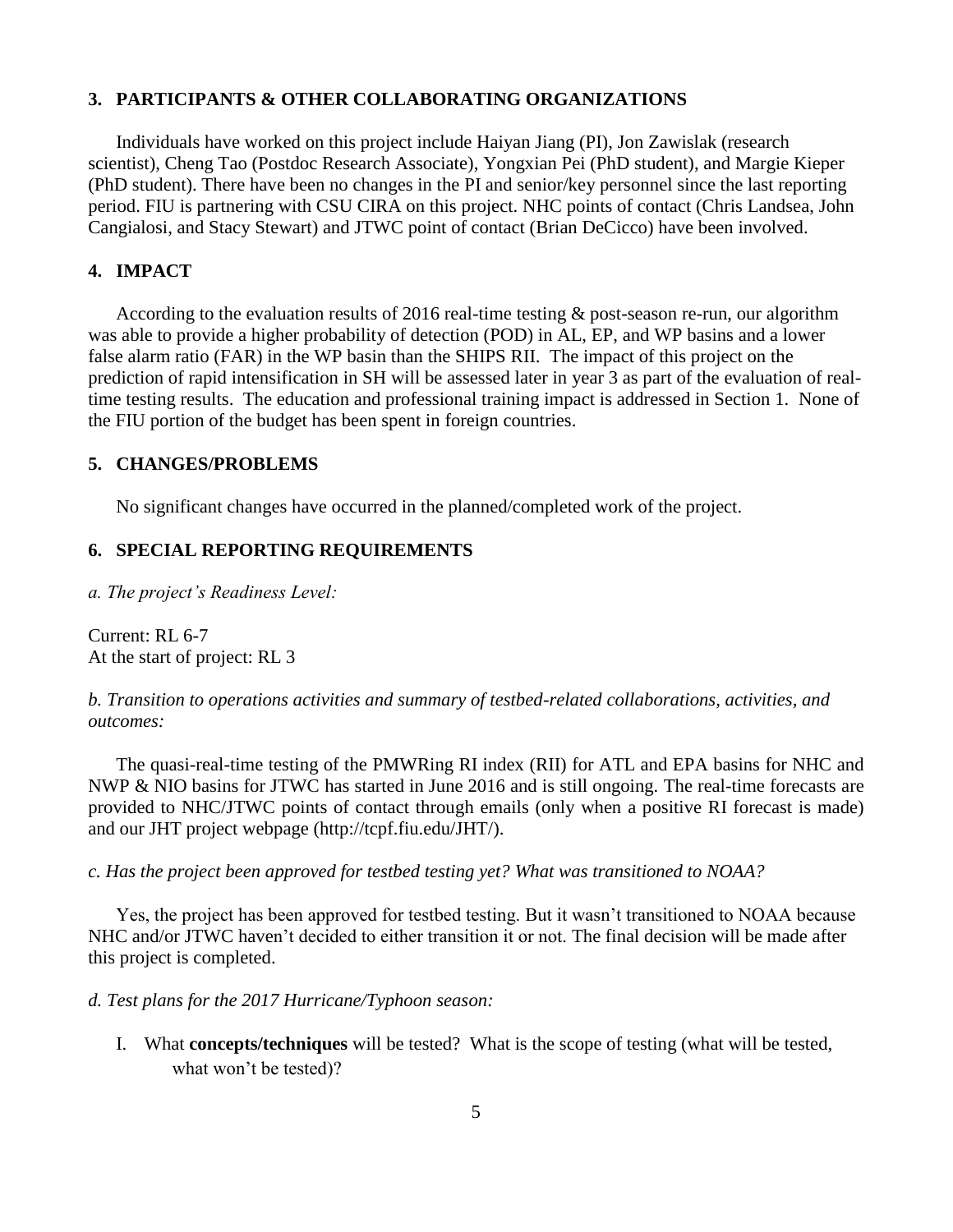## 3. PARTICIPANTS & OTHER COLLABORATING ORGANIZATIONS

Individuals have worked on this project include Haiyan Jiang (PI), Jon Zawislak (research scientist), Cheng Tao (Postdoc Research Associate), Yongxian Pei (PhD student), and Margie Kieper (PhD student). There have been no changes in the PI and senior/key personnel since the last reporting period. FIU is partnering with CSU CIRA on this project. NHC points of contact (Chris Landsea, John Cangialosi, and Stacy Stewart) and JTWC point of contact (Brian DeCicco) have been involved.

## 4. IMPACT

According to the evaluation results of 2016 real-time testing & post-season re-run, our algorithm was able to provide a higher probability of detection (POD) in AL, EP, and WP basins and a lower false alarm ratio (FAR) in the WP basin than the SHIPS RII. The impact of this project on the prediction of rapid intensification in SH will be assessed later in year 3 as part of the evaluation of real-time testing results. The education and professional training impact is addressed in Section 1. None of the FIU portion of the budget has been spent in foreign countries.

## 5. CHANGES/PROBLEMS

No significant changes have occurred in the planned/completed work of the project.

## 6. SPECIAL REPORTING REQUIREMENTS

*a. The project's Readiness Level:*

Current: RL 6-7
At the start of project: RL 3

*b. Transition to operations activities and summary of testbed-related collaborations, activities, and outcomes:*

The quasi-real-time testing of the PMWRing RI index (RII) for ATL and EPA basins for NHC and NWP & NIO basins for JTWC has started in June 2016 and is still ongoing. The real-time forecasts are provided to NHC/JTWC points of contact through emails (only when a positive RI forecast is made) and our JHT project webpage (http://tcpf.fiu.edu/JHT/).

*c. Has the project been approved for testbed testing yet? What was transitioned to NOAA?*

Yes, the project has been approved for testbed testing. But it wasn't transitioned to NOAA because NHC and/or JTWC haven't decided to either transition it or not. The final decision will be made after this project is completed.

*d. Test plans for the 2017 Hurricane/Typhoon season:*

I. What **concepts/techniques** will be tested? What is the scope of testing (what will be tested, what won't be tested)?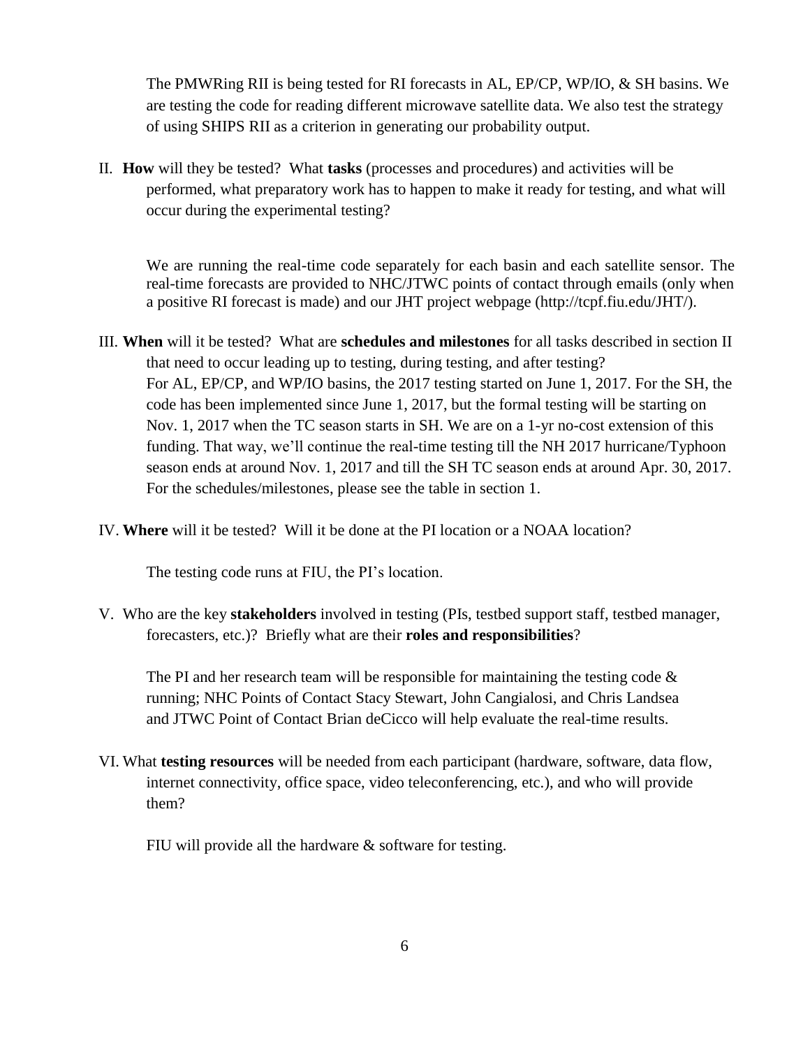The PMWRing RII is being tested for RI forecasts in AL, EP/CP, WP/IO, & SH basins. We are testing the code for reading different microwave satellite data. We also test the strategy of using SHIPS RII as a criterion in generating our probability output.

II. **How** will they be tested? What **tasks** (processes and procedures) and activities will be performed, what preparatory work has to happen to make it ready for testing, and what will occur during the experimental testing?

We are running the real-time code separately for each basin and each satellite sensor. The real-time forecasts are provided to NHC/JTWC points of contact through emails (only when a positive RI forecast is made) and our JHT project webpage (http://tcpf.fiu.edu/JHT/).

III. **When** will it be tested? What are **schedules and milestones** for all tasks described in section II that need to occur leading up to testing, during testing, and after testing?
For AL, EP/CP, and WP/IO basins, the 2017 testing started on June 1, 2017. For the SH, the code has been implemented since June 1, 2017, but the formal testing will be starting on Nov. 1, 2017 when the TC season starts in SH. We are on a 1-yr no-cost extension of this funding. That way, we'll continue the real-time testing till the NH 2017 hurricane/Typhoon season ends at around Nov. 1, 2017 and till the SH TC season ends at around Apr. 30, 2017. For the schedules/milestones, please see the table in section 1.

IV. **Where** will it be tested? Will it be done at the PI location or a NOAA location?

The testing code runs at FIU, the PI's location.

V. Who are the key **stakeholders** involved in testing (PIs, testbed support staff, testbed manager, forecasters, etc.)? Briefly what are their **roles and responsibilities**?

The PI and her research team will be responsible for maintaining the testing code & running; NHC Points of Contact Stacy Stewart, John Cangialosi, and Chris Landsea and JTWC Point of Contact Brian deCicco will help evaluate the real-time results.

VI. What **testing resources** will be needed from each participant (hardware, software, data flow, internet connectivity, office space, video teleconferencing, etc.), and who will provide them?

FIU will provide all the hardware & software for testing.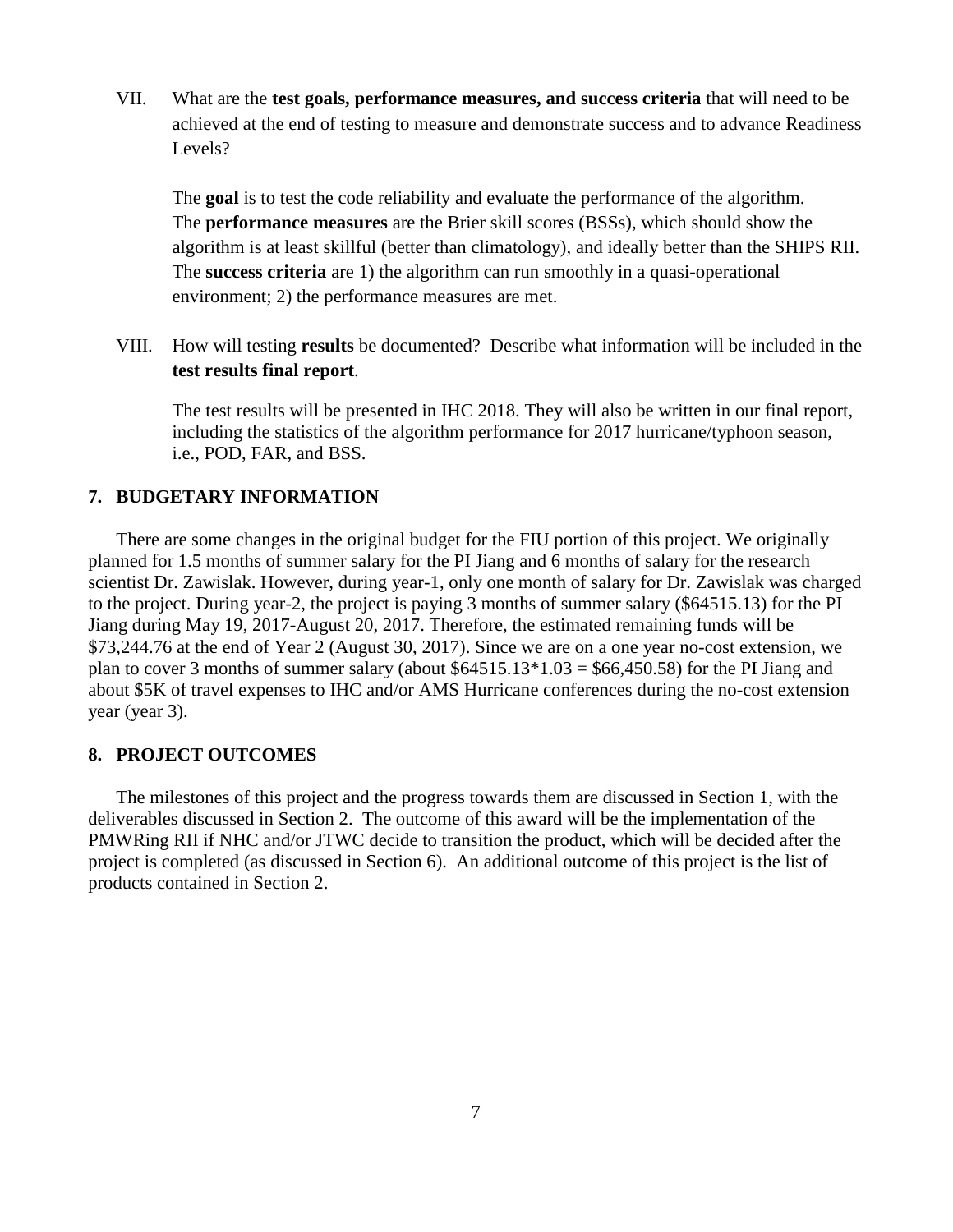VII. What are the **test goals, performance measures, and success criteria** that will need to be achieved at the end of testing to measure and demonstrate success and to advance Readiness Levels?

The **goal** is to test the code reliability and evaluate the performance of the algorithm. The **performance measures** are the Brier skill scores (BSSs), which should show the algorithm is at least skillful (better than climatology), and ideally better than the SHIPS RII. The **success criteria** are 1) the algorithm can run smoothly in a quasi-operational environment; 2) the performance measures are met.

VIII. How will testing **results** be documented? Describe what information will be included in the **test results final report**.

The test results will be presented in IHC 2018. They will also be written in our final report, including the statistics of the algorithm performance for 2017 hurricane/typhoon season, i.e., POD, FAR, and BSS.

## 7. BUDGETARY INFORMATION

There are some changes in the original budget for the FIU portion of this project. We originally planned for 1.5 months of summer salary for the PI Jiang and 6 months of salary for the research scientist Dr. Zawislak. However, during year-1, only one month of salary for Dr. Zawislak was charged to the project. During year-2, the project is paying 3 months of summer salary ($64515.13) for the PI Jiang during May 19, 2017-August 20, 2017. Therefore, the estimated remaining funds will be $73,244.76 at the end of Year 2 (August 30, 2017). Since we are on a one year no-cost extension, we plan to cover 3 months of summer salary (about $64515.13*1.03 = $66,450.58) for the PI Jiang and about $5K of travel expenses to IHC and/or AMS Hurricane conferences during the no-cost extension year (year 3).

## 8. PROJECT OUTCOMES

The milestones of this project and the progress towards them are discussed in Section 1, with the deliverables discussed in Section 2. The outcome of this award will be the implementation of the PMWRing RII if NHC and/or JTWC decide to transition the product, which will be decided after the project is completed (as discussed in Section 6). An additional outcome of this project is the list of products contained in Section 2.